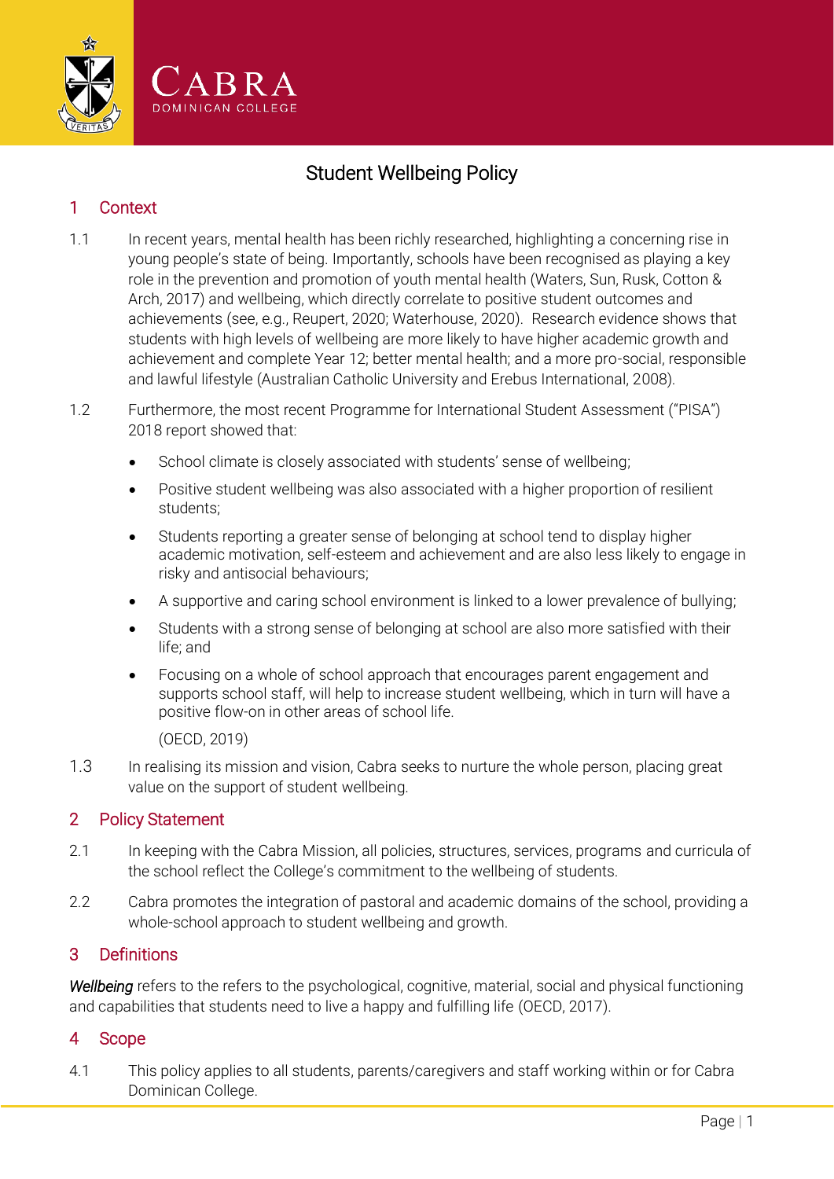# Student Wellbeing Policy

## 1 Context

1.1 In recent years, mental health has been richly researched, highlighting a concerning rise in young people's state of being. Importantly, schools have been recognised as playing a key role in the prevention and promotion of youth mental health (Waters, Sun, Rusk, Cotton & Arch, 2017) and wellbeing, which directly correlate to positive student outcomes and achievements (see, e.g., Reupert, 2020; Waterhouse, 2020). Research evidence shows that students with high levels of wellbeing are more likely to have higher academic growth and achievement and complete Year 12; better mental health; and a more pro-social, responsible and lawful lifestyle (Australian Catholic University and Erebus International, 2008).

1.2 Furthermore, the most recent Programme for International Student Assessment ("PISA") 2018 report showed that:

- School climate is closely associated with students' sense of wellbeing;
- Positive student wellbeing was also associated with a higher proportion of resilient students;
- Students reporting a greater sense of belonging at school tend to display higher academic motivation, self-esteem and achievement and are also less likely to engage in risky and antisocial behaviours;
- A supportive and caring school environment is linked to a lower prevalence of bullying;
- Students with a strong sense of belonging at school are also more satisfied with their life; and
- Focusing on a whole of school approach that encourages parent engagement and supports school staff, will help to increase student wellbeing, which in turn will have a positive flow-on in other areas of school life.

(OECD, 2019)

1.3 In realising its mission and vision, Cabra seeks to nurture the whole person, placing great value on the support of student wellbeing.

## 2 Policy Statement

2.1 In keeping with the Cabra Mission, all policies, structures, services, programs and curricula of the school reflect the College's commitment to the wellbeing of students.

2.2 Cabra promotes the integration of pastoral and academic domains of the school, providing a whole-school approach to student wellbeing and growth.

## 3 Definitions

*Wellbeing* refers to the refers to the psychological, cognitive, material, social and physical functioning and capabilities that students need to live a happy and fulfilling life (OECD, 2017).

## 4 Scope

4.1 This policy applies to all students, parents/caregivers and staff working within or for Cabra Dominican College.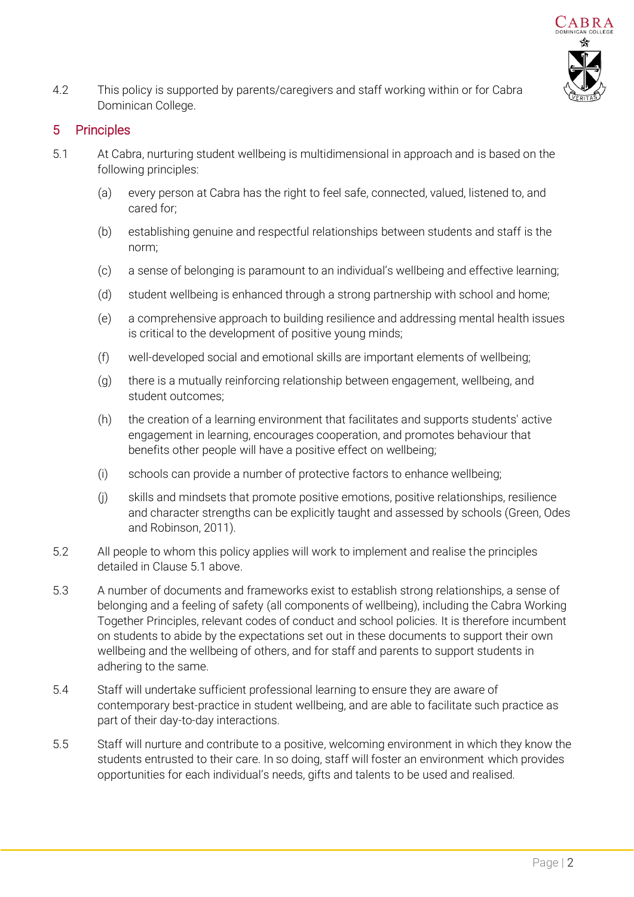4.2 This policy is supported by parents/caregivers and staff working within or for Cabra Dominican College.

## 5 Principles

5.1 At Cabra, nurturing student wellbeing is multidimensional in approach and is based on the following principles:

(a) every person at Cabra has the right to feel safe, connected, valued, listened to, and cared for;

(b) establishing genuine and respectful relationships between students and staff is the norm;

(c) a sense of belonging is paramount to an individual's wellbeing and effective learning;

(d) student wellbeing is enhanced through a strong partnership with school and home;

(e) a comprehensive approach to building resilience and addressing mental health issues is critical to the development of positive young minds;

(f) well-developed social and emotional skills are important elements of wellbeing;

(g) there is a mutually reinforcing relationship between engagement, wellbeing, and student outcomes;

(h) the creation of a learning environment that facilitates and supports students' active engagement in learning, encourages cooperation, and promotes behaviour that benefits other people will have a positive effect on wellbeing;

(i) schools can provide a number of protective factors to enhance wellbeing;

(j) skills and mindsets that promote positive emotions, positive relationships, resilience and character strengths can be explicitly taught and assessed by schools (Green, Odes and Robinson, 2011).

5.2 All people to whom this policy applies will work to implement and realise the principles detailed in Clause 5.1 above.

5.3 A number of documents and frameworks exist to establish strong relationships, a sense of belonging and a feeling of safety (all components of wellbeing), including the Cabra Working Together Principles, relevant codes of conduct and school policies. It is therefore incumbent on students to abide by the expectations set out in these documents to support their own wellbeing and the wellbeing of others, and for staff and parents to support students in adhering to the same.

5.4 Staff will undertake sufficient professional learning to ensure they are aware of contemporary best-practice in student wellbeing, and are able to facilitate such practice as part of their day-to-day interactions.

5.5 Staff will nurture and contribute to a positive, welcoming environment in which they know the students entrusted to their care. In so doing, staff will foster an environment which provides opportunities for each individual's needs, gifts and talents to be used and realised.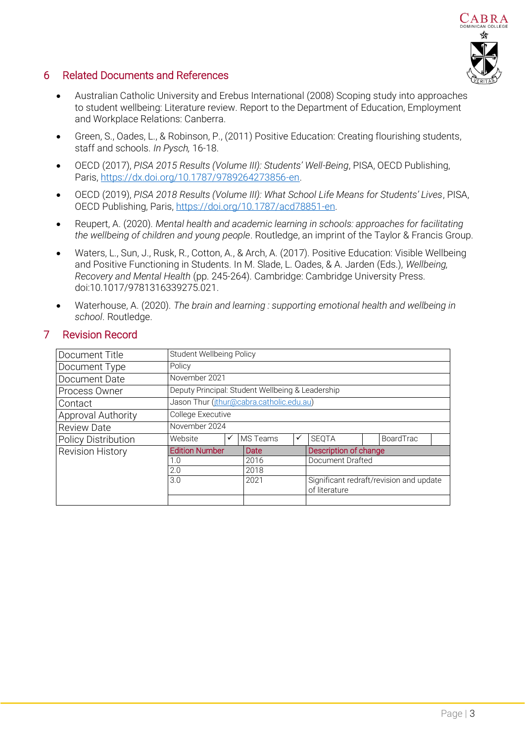## 6 Related Documents and References

- Australian Catholic University and Erebus International (2008) Scoping study into approaches to student wellbeing: Literature review. Report to the Department of Education, Employment and Workplace Relations: Canberra.
- Green, S., Oades, L., & Robinson, P., (2011) Positive Education: Creating flourishing students, staff and schools. *In Pysch,* 16-18.
- OECD (2017), *PISA 2015 Results (Volume III): Students' Well-Being*, PISA, OECD Publishing, Paris, https://dx.doi.org/10.1787/9789264273856-en.
- OECD (2019), *PISA 2018 Results (Volume III): What School Life Means for Students' Lives*, PISA, OECD Publishing, Paris, https://doi.org/10.1787/acd78851-en.
- Reupert, A. (2020). *Mental health and academic learning in schools: approaches for facilitating the wellbeing of children and young people*. Routledge, an imprint of the Taylor & Francis Group.
- Waters, L., Sun, J., Rusk, R., Cotton, A., & Arch, A. (2017). Positive Education: Visible Wellbeing and Positive Functioning in Students. In M. Slade, L. Oades, & A. Jarden (Eds.), *Wellbeing, Recovery and Mental Health* (pp. 245-264). Cambridge: Cambridge University Press. doi:10.1017/9781316339275.021.
- Waterhouse, A. (2020). *The brain and learning : supporting emotional health and wellbeing in school*. Routledge.

## 7 Revision Record

| | | | | | | | |
|---|---|---|---|---|---|---|---|
| Document Title | Student Wellbeing Policy | | | | | | |
| Document Type | Policy | | | | | | |
| Document Date | November 2021 | | | | | | |
| Process Owner | Deputy Principal: Student Wellbeing & Leadership | | | | | | |
| Contact | Jason Thur (jthur@cabra.catholic.edu.au) | | | | | | |
| Approval Authority | College Executive | | | | | | |
| Review Date | November 2024 | | | | | | |
| Policy Distribution | Website | ✓ | MS Teams | ✓ | SEQTA | | BoardTrac |
| Revision History | Edition Number | Date | | Description of change | | | |
| | 1.0 | 2016 | | Document Drafted | | | |
| | 2.0 | 2018 | | | | | |
| | 3.0 | 2021 | | Significant redraft/revision and update of literature | | | |
| | | | | | | | |